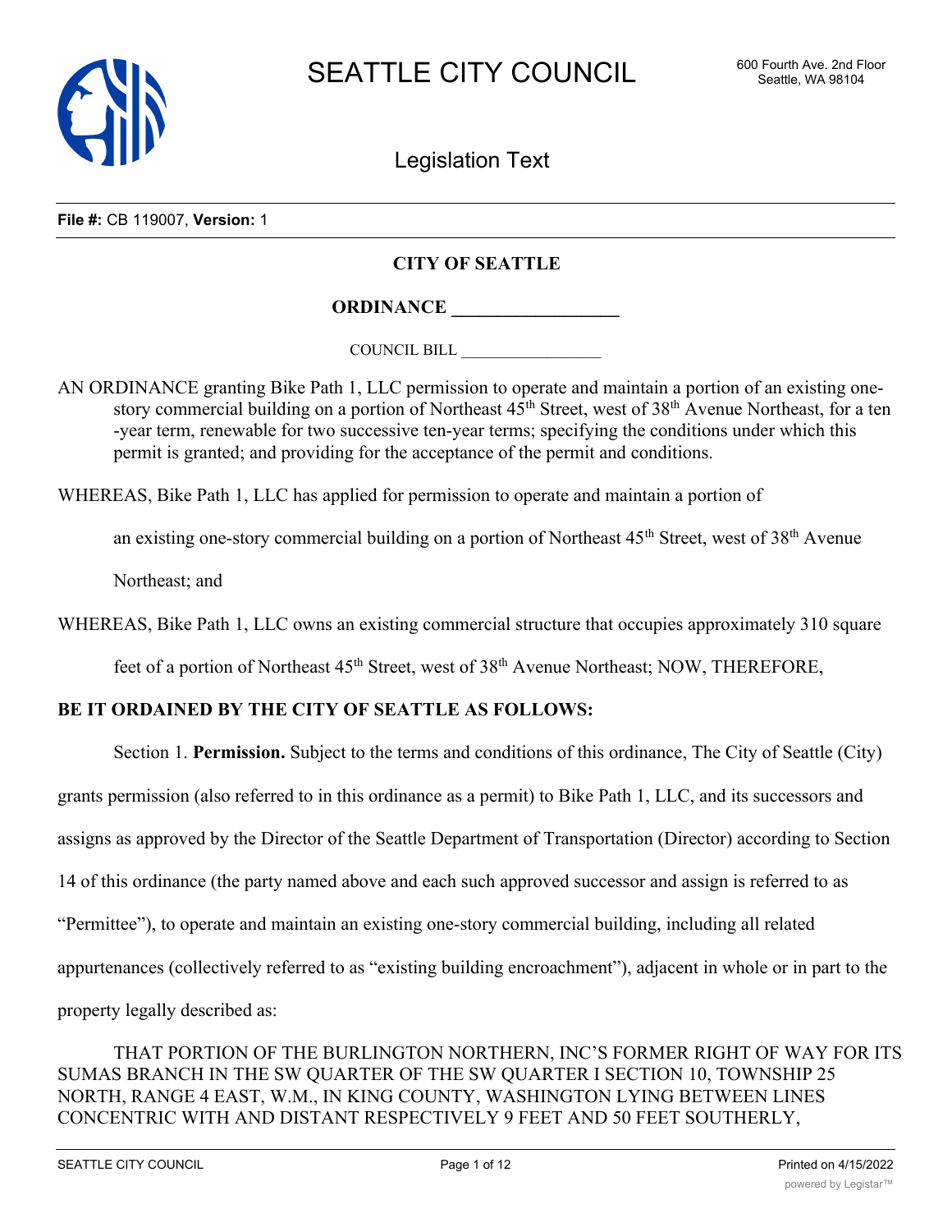SEATTLE CITY COUNCIL

600 Fourth Ave. 2nd Floor
Seattle, WA 98104

Legislation Text

**File #:** CB 119007, **Version:** 1

**CITY OF SEATTLE**

**ORDINANCE __________________**

COUNCIL BILL __________________

AN ORDINANCE granting Bike Path 1, LLC permission to operate and maintain a portion of an existing one-story commercial building on a portion of Northeast 45th Street, west of 38th Avenue Northeast, for a ten-year term, renewable for two successive ten-year terms; specifying the conditions under which this permit is granted; and providing for the acceptance of the permit and conditions.

WHEREAS, Bike Path 1, LLC has applied for permission to operate and maintain a portion of an existing one-story commercial building on a portion of Northeast 45th Street, west of 38th Avenue Northeast; and

WHEREAS, Bike Path 1, LLC owns an existing commercial structure that occupies approximately 310 square feet of a portion of Northeast 45th Street, west of 38th Avenue Northeast; NOW, THEREFORE,

**BE IT ORDAINED BY THE CITY OF SEATTLE AS FOLLOWS:**

Section 1. **Permission.** Subject to the terms and conditions of this ordinance, The City of Seattle (City) grants permission (also referred to in this ordinance as a permit) to Bike Path 1, LLC, and its successors and assigns as approved by the Director of the Seattle Department of Transportation (Director) according to Section 14 of this ordinance (the party named above and each such approved successor and assign is referred to as "Permittee"), to operate and maintain an existing one-story commercial building, including all related appurtenances (collectively referred to as "existing building encroachment"), adjacent in whole or in part to the property legally described as:

THAT PORTION OF THE BURLINGTON NORTHERN, INC'S FORMER RIGHT OF WAY FOR ITS SUMAS BRANCH IN THE SW QUARTER OF THE SW QUARTER I SECTION 10, TOWNSHIP 25 NORTH, RANGE 4 EAST, W.M., IN KING COUNTY, WASHINGTON LYING BETWEEN LINES CONCENTRIC WITH AND DISTANT RESPECTIVELY 9 FEET AND 50 FEET SOUTHERLY,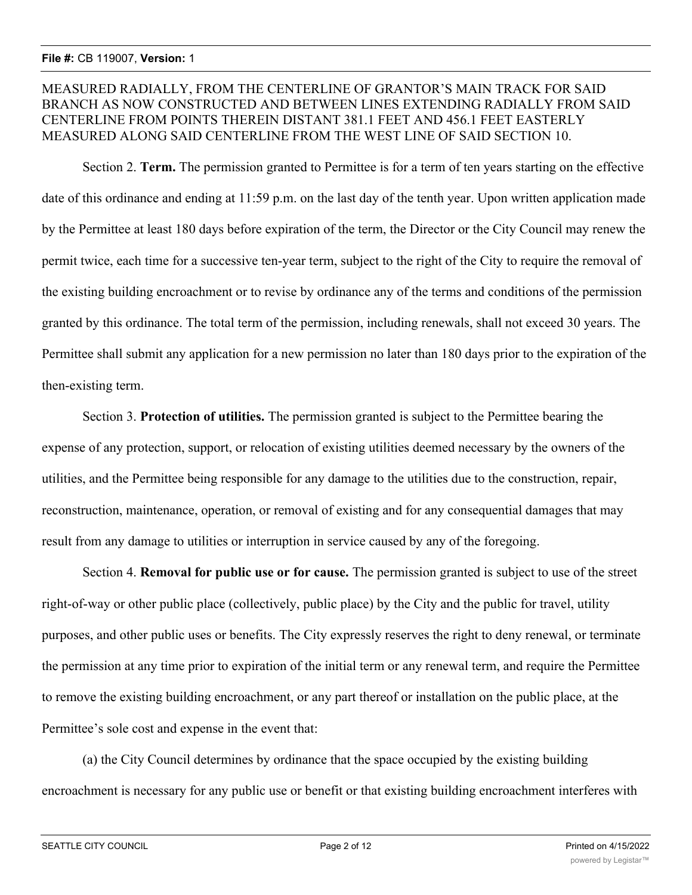MEASURED RADIALLY, FROM THE CENTERLINE OF GRANTOR'S MAIN TRACK FOR SAID BRANCH AS NOW CONSTRUCTED AND BETWEEN LINES EXTENDING RADIALLY FROM SAID CENTERLINE FROM POINTS THEREIN DISTANT 381.1 FEET AND 456.1 FEET EASTERLY MEASURED ALONG SAID CENTERLINE FROM THE WEST LINE OF SAID SECTION 10.

Section 2. **Term.** The permission granted to Permittee is for a term of ten years starting on the effective date of this ordinance and ending at 11:59 p.m. on the last day of the tenth year. Upon written application made by the Permittee at least 180 days before expiration of the term, the Director or the City Council may renew the permit twice, each time for a successive ten-year term, subject to the right of the City to require the removal of the existing building encroachment or to revise by ordinance any of the terms and conditions of the permission granted by this ordinance. The total term of the permission, including renewals, shall not exceed 30 years. The Permittee shall submit any application for a new permission no later than 180 days prior to the expiration of the then-existing term.

Section 3. **Protection of utilities.** The permission granted is subject to the Permittee bearing the expense of any protection, support, or relocation of existing utilities deemed necessary by the owners of the utilities, and the Permittee being responsible for any damage to the utilities due to the construction, repair, reconstruction, maintenance, operation, or removal of existing and for any consequential damages that may result from any damage to utilities or interruption in service caused by any of the foregoing.

Section 4. **Removal for public use or for cause.** The permission granted is subject to use of the street right-of-way or other public place (collectively, public place) by the City and the public for travel, utility purposes, and other public uses or benefits. The City expressly reserves the right to deny renewal, or terminate the permission at any time prior to expiration of the initial term or any renewal term, and require the Permittee to remove the existing building encroachment, or any part thereof or installation on the public place, at the Permittee's sole cost and expense in the event that:

(a) the City Council determines by ordinance that the space occupied by the existing building encroachment is necessary for any public use or benefit or that existing building encroachment interferes with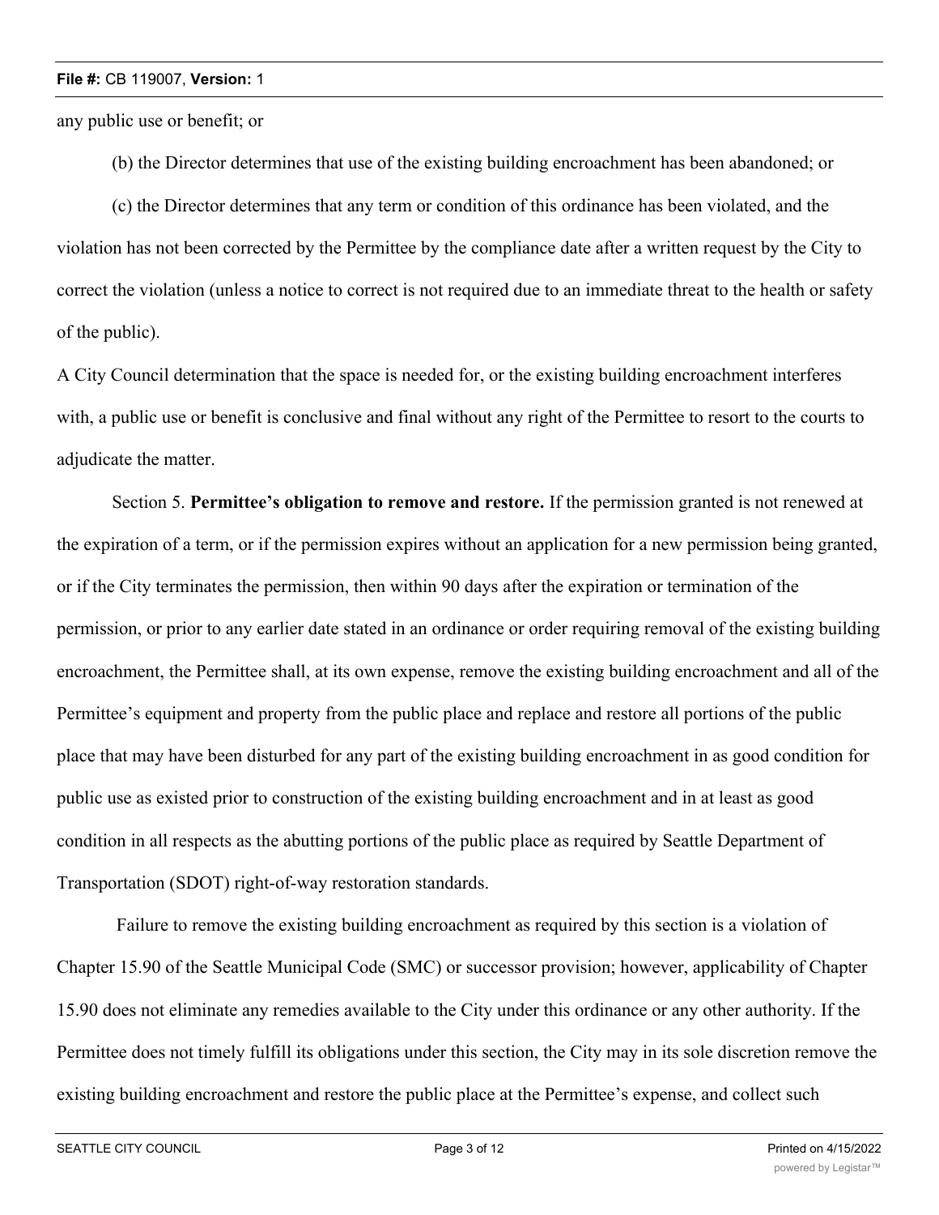any public use or benefit; or

(b) the Director determines that use of the existing building encroachment has been abandoned; or

(c) the Director determines that any term or condition of this ordinance has been violated, and the violation has not been corrected by the Permittee by the compliance date after a written request by the City to correct the violation (unless a notice to correct is not required due to an immediate threat to the health or safety of the public).

A City Council determination that the space is needed for, or the existing building encroachment interferes with, a public use or benefit is conclusive and final without any right of the Permittee to resort to the courts to adjudicate the matter.

Section 5. **Permittee's obligation to remove and restore.** If the permission granted is not renewed at the expiration of a term, or if the permission expires without an application for a new permission being granted, or if the City terminates the permission, then within 90 days after the expiration or termination of the permission, or prior to any earlier date stated in an ordinance or order requiring removal of the existing building encroachment, the Permittee shall, at its own expense, remove the existing building encroachment and all of the Permittee's equipment and property from the public place and replace and restore all portions of the public place that may have been disturbed for any part of the existing building encroachment in as good condition for public use as existed prior to construction of the existing building encroachment and in at least as good condition in all respects as the abutting portions of the public place as required by Seattle Department of Transportation (SDOT) right-of-way restoration standards.

Failure to remove the existing building encroachment as required by this section is a violation of Chapter 15.90 of the Seattle Municipal Code (SMC) or successor provision; however, applicability of Chapter 15.90 does not eliminate any remedies available to the City under this ordinance or any other authority. If the Permittee does not timely fulfill its obligations under this section, the City may in its sole discretion remove the existing building encroachment and restore the public place at the Permittee's expense, and collect such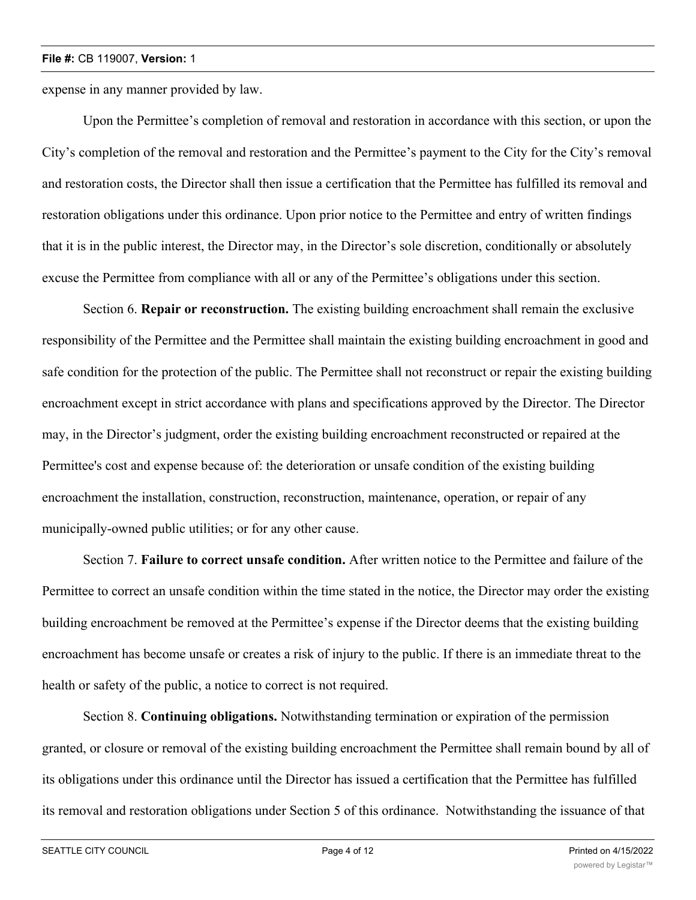expense in any manner provided by law.

Upon the Permittee's completion of removal and restoration in accordance with this section, or upon the City's completion of the removal and restoration and the Permittee's payment to the City for the City's removal and restoration costs, the Director shall then issue a certification that the Permittee has fulfilled its removal and restoration obligations under this ordinance. Upon prior notice to the Permittee and entry of written findings that it is in the public interest, the Director may, in the Director's sole discretion, conditionally or absolutely excuse the Permittee from compliance with all or any of the Permittee's obligations under this section.

Section 6. **Repair or reconstruction.** The existing building encroachment shall remain the exclusive responsibility of the Permittee and the Permittee shall maintain the existing building encroachment in good and safe condition for the protection of the public. The Permittee shall not reconstruct or repair the existing building encroachment except in strict accordance with plans and specifications approved by the Director. The Director may, in the Director's judgment, order the existing building encroachment reconstructed or repaired at the Permittee's cost and expense because of: the deterioration or unsafe condition of the existing building encroachment the installation, construction, reconstruction, maintenance, operation, or repair of any municipally-owned public utilities; or for any other cause.

Section 7. **Failure to correct unsafe condition.** After written notice to the Permittee and failure of the Permittee to correct an unsafe condition within the time stated in the notice, the Director may order the existing building encroachment be removed at the Permittee's expense if the Director deems that the existing building encroachment has become unsafe or creates a risk of injury to the public. If there is an immediate threat to the health or safety of the public, a notice to correct is not required.

Section 8. **Continuing obligations.** Notwithstanding termination or expiration of the permission granted, or closure or removal of the existing building encroachment the Permittee shall remain bound by all of its obligations under this ordinance until the Director has issued a certification that the Permittee has fulfilled its removal and restoration obligations under Section 5 of this ordinance. Notwithstanding the issuance of that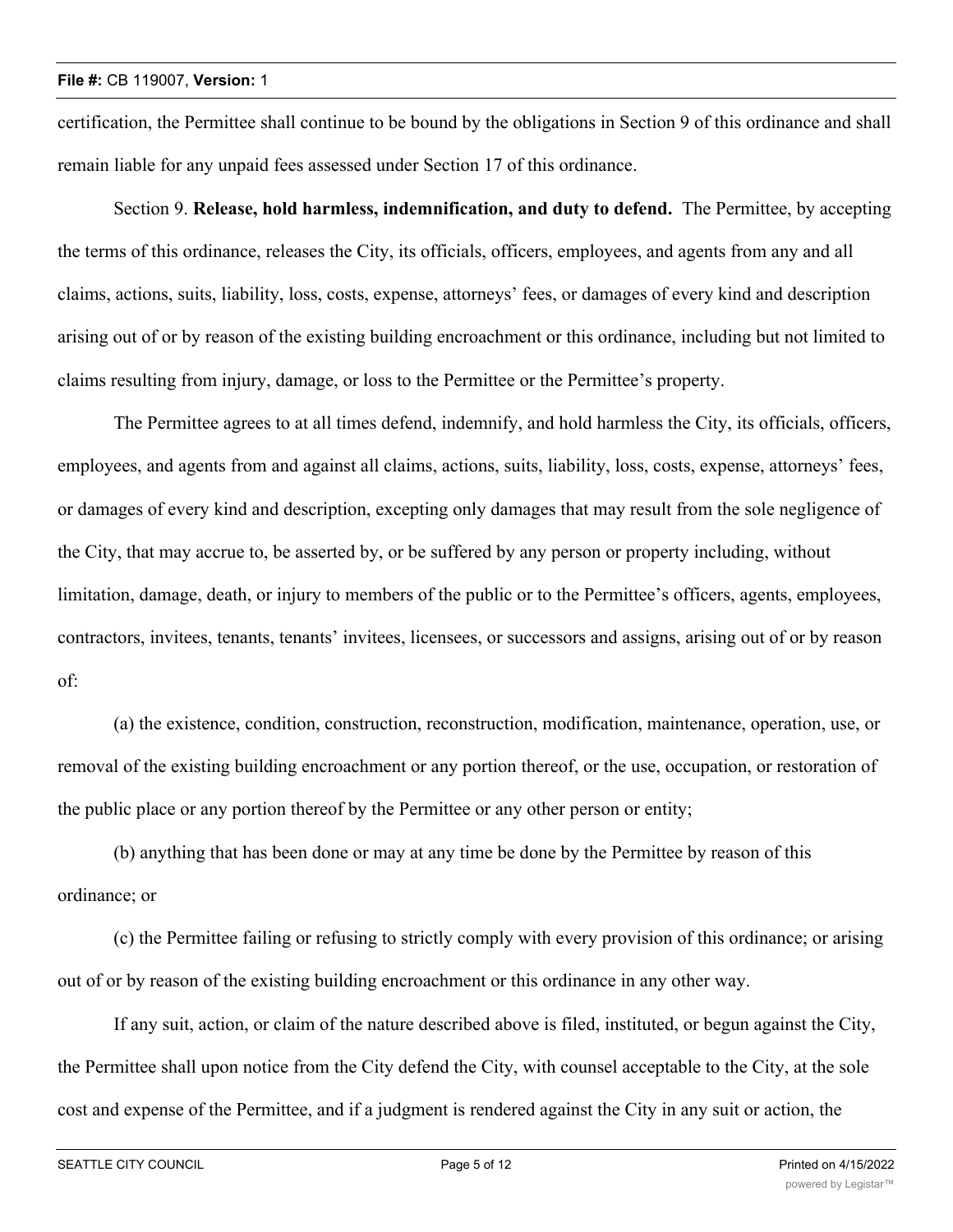certification, the Permittee shall continue to be bound by the obligations in Section 9 of this ordinance and shall remain liable for any unpaid fees assessed under Section 17 of this ordinance.

Section 9. **Release, hold harmless, indemnification, and duty to defend.** The Permittee, by accepting the terms of this ordinance, releases the City, its officials, officers, employees, and agents from any and all claims, actions, suits, liability, loss, costs, expense, attorneys' fees, or damages of every kind and description arising out of or by reason of the existing building encroachment or this ordinance, including but not limited to claims resulting from injury, damage, or loss to the Permittee or the Permittee's property.

The Permittee agrees to at all times defend, indemnify, and hold harmless the City, its officials, officers, employees, and agents from and against all claims, actions, suits, liability, loss, costs, expense, attorneys' fees, or damages of every kind and description, excepting only damages that may result from the sole negligence of the City, that may accrue to, be asserted by, or be suffered by any person or property including, without limitation, damage, death, or injury to members of the public or to the Permittee's officers, agents, employees, contractors, invitees, tenants, tenants' invitees, licensees, or successors and assigns, arising out of or by reason of:

(a) the existence, condition, construction, reconstruction, modification, maintenance, operation, use, or removal of the existing building encroachment or any portion thereof, or the use, occupation, or restoration of the public place or any portion thereof by the Permittee or any other person or entity;

(b) anything that has been done or may at any time be done by the Permittee by reason of this ordinance; or

(c) the Permittee failing or refusing to strictly comply with every provision of this ordinance; or arising out of or by reason of the existing building encroachment or this ordinance in any other way.

If any suit, action, or claim of the nature described above is filed, instituted, or begun against the City, the Permittee shall upon notice from the City defend the City, with counsel acceptable to the City, at the sole cost and expense of the Permittee, and if a judgment is rendered against the City in any suit or action, the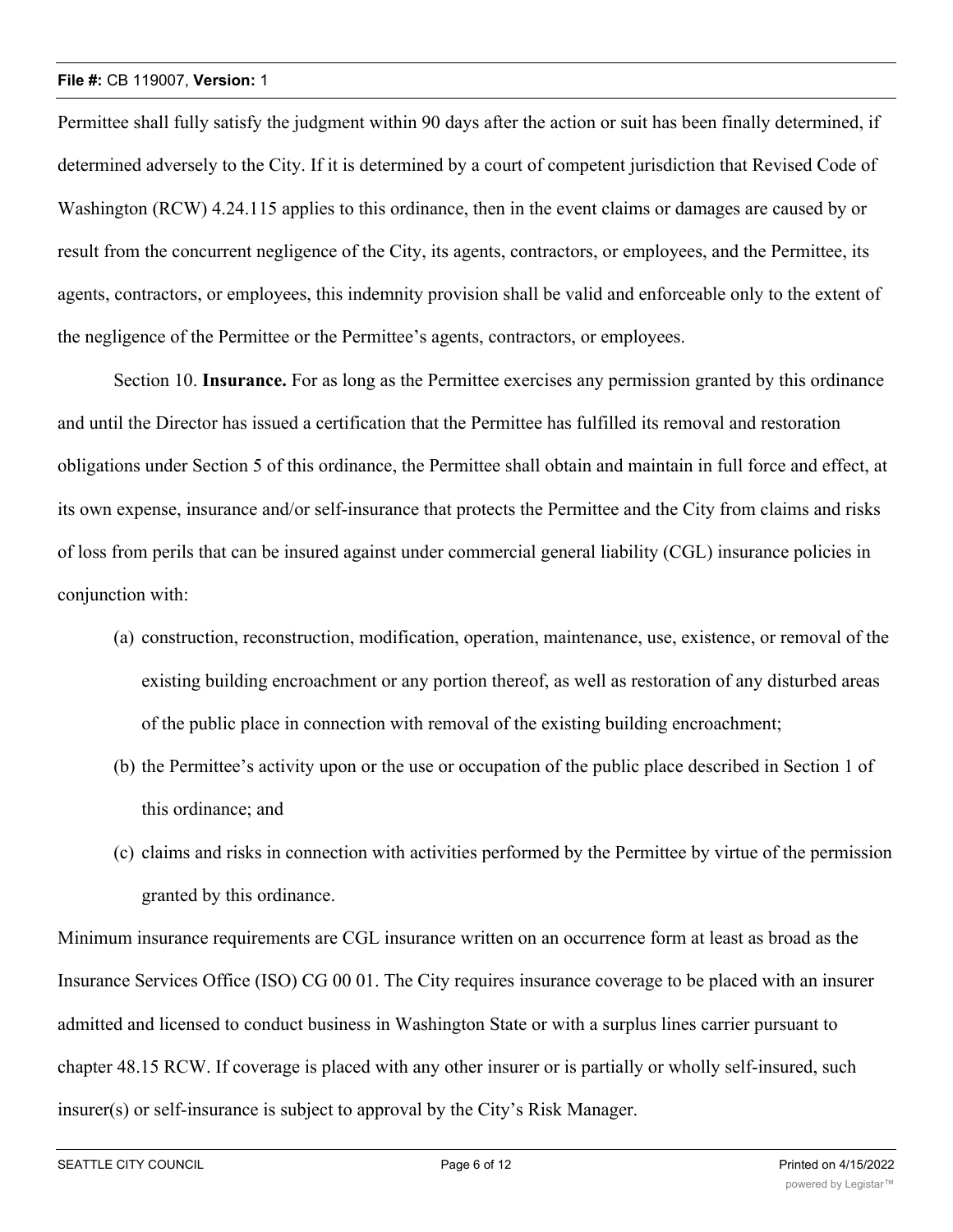Permittee shall fully satisfy the judgment within 90 days after the action or suit has been finally determined, if determined adversely to the City. If it is determined by a court of competent jurisdiction that Revised Code of Washington (RCW) 4.24.115 applies to this ordinance, then in the event claims or damages are caused by or result from the concurrent negligence of the City, its agents, contractors, or employees, and the Permittee, its agents, contractors, or employees, this indemnity provision shall be valid and enforceable only to the extent of the negligence of the Permittee or the Permittee's agents, contractors, or employees.

Section 10. **Insurance.** For as long as the Permittee exercises any permission granted by this ordinance and until the Director has issued a certification that the Permittee has fulfilled its removal and restoration obligations under Section 5 of this ordinance, the Permittee shall obtain and maintain in full force and effect, at its own expense, insurance and/or self-insurance that protects the Permittee and the City from claims and risks of loss from perils that can be insured against under commercial general liability (CGL) insurance policies in conjunction with:

(a) construction, reconstruction, modification, operation, maintenance, use, existence, or removal of the existing building encroachment or any portion thereof, as well as restoration of any disturbed areas of the public place in connection with removal of the existing building encroachment;

(b) the Permittee's activity upon or the use or occupation of the public place described in Section 1 of this ordinance; and

(c) claims and risks in connection with activities performed by the Permittee by virtue of the permission granted by this ordinance.

Minimum insurance requirements are CGL insurance written on an occurrence form at least as broad as the Insurance Services Office (ISO) CG 00 01. The City requires insurance coverage to be placed with an insurer admitted and licensed to conduct business in Washington State or with a surplus lines carrier pursuant to chapter 48.15 RCW. If coverage is placed with any other insurer or is partially or wholly self-insured, such insurer(s) or self-insurance is subject to approval by the City's Risk Manager.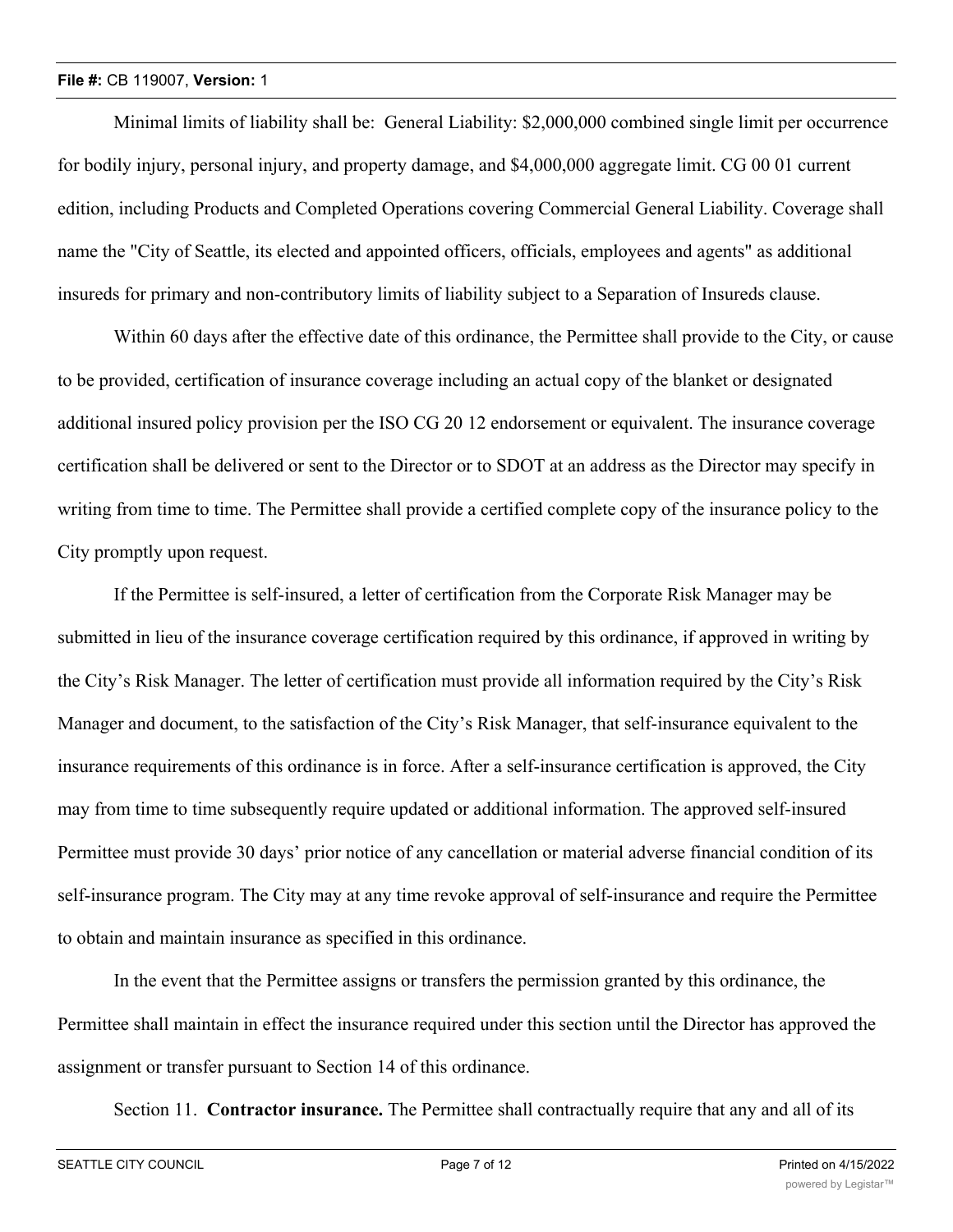Minimal limits of liability shall be: General Liability: $2,000,000 combined single limit per occurrence for bodily injury, personal injury, and property damage, and $4,000,000 aggregate limit. CG 00 01 current edition, including Products and Completed Operations covering Commercial General Liability. Coverage shall name the "City of Seattle, its elected and appointed officers, officials, employees and agents" as additional insureds for primary and non-contributory limits of liability subject to a Separation of Insureds clause.

Within 60 days after the effective date of this ordinance, the Permittee shall provide to the City, or cause to be provided, certification of insurance coverage including an actual copy of the blanket or designated additional insured policy provision per the ISO CG 20 12 endorsement or equivalent. The insurance coverage certification shall be delivered or sent to the Director or to SDOT at an address as the Director may specify in writing from time to time. The Permittee shall provide a certified complete copy of the insurance policy to the City promptly upon request.

If the Permittee is self-insured, a letter of certification from the Corporate Risk Manager may be submitted in lieu of the insurance coverage certification required by this ordinance, if approved in writing by the City's Risk Manager. The letter of certification must provide all information required by the City's Risk Manager and document, to the satisfaction of the City's Risk Manager, that self-insurance equivalent to the insurance requirements of this ordinance is in force. After a self-insurance certification is approved, the City may from time to time subsequently require updated or additional information. The approved self-insured Permittee must provide 30 days' prior notice of any cancellation or material adverse financial condition of its self-insurance program. The City may at any time revoke approval of self-insurance and require the Permittee to obtain and maintain insurance as specified in this ordinance.

In the event that the Permittee assigns or transfers the permission granted by this ordinance, the Permittee shall maintain in effect the insurance required under this section until the Director has approved the assignment or transfer pursuant to Section 14 of this ordinance.

Section 11. **Contractor insurance.** The Permittee shall contractually require that any and all of its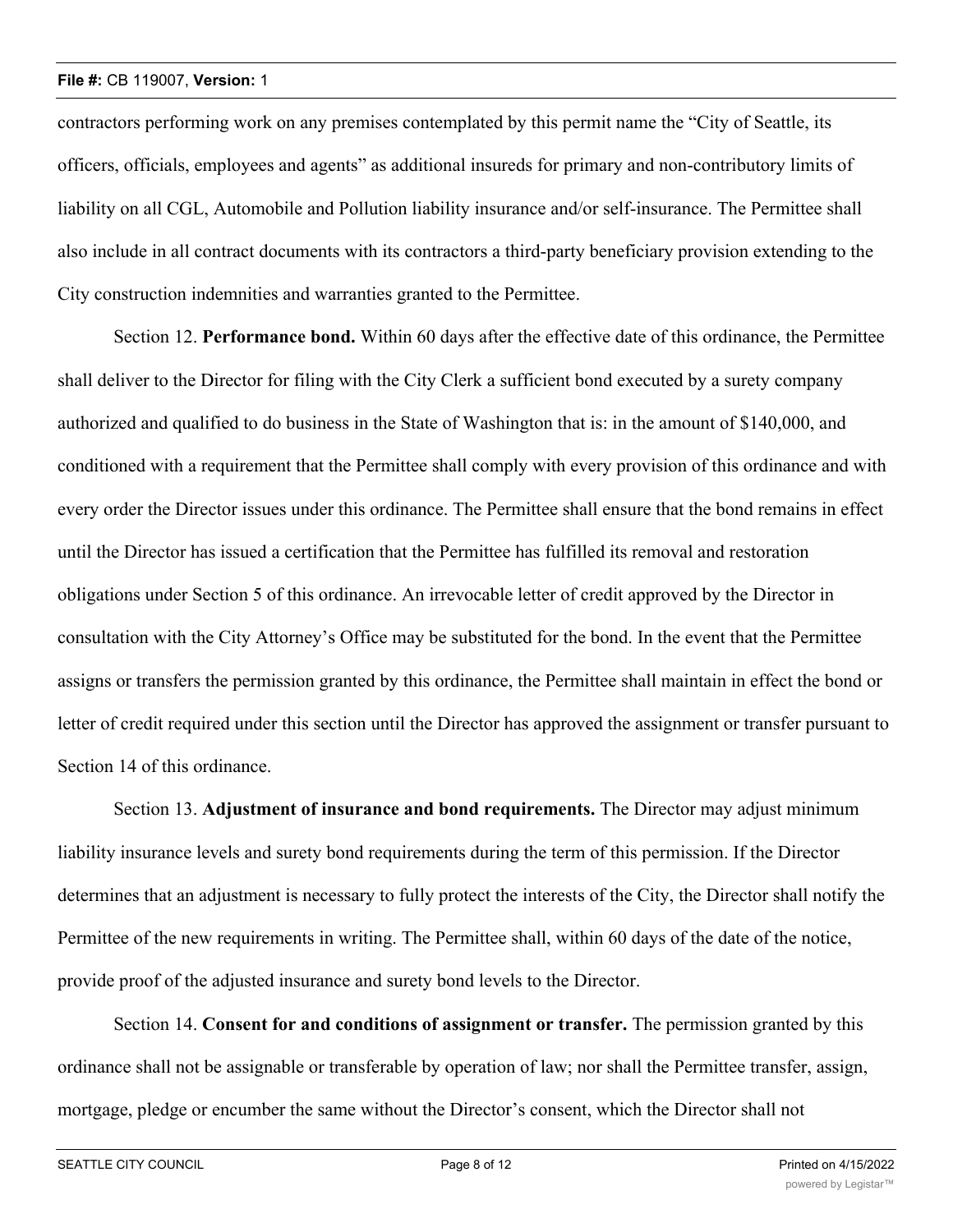contractors performing work on any premises contemplated by this permit name the "City of Seattle, its officers, officials, employees and agents" as additional insureds for primary and non-contributory limits of liability on all CGL, Automobile and Pollution liability insurance and/or self-insurance. The Permittee shall also include in all contract documents with its contractors a third-party beneficiary provision extending to the City construction indemnities and warranties granted to the Permittee.

Section 12. **Performance bond.** Within 60 days after the effective date of this ordinance, the Permittee shall deliver to the Director for filing with the City Clerk a sufficient bond executed by a surety company authorized and qualified to do business in the State of Washington that is: in the amount of $140,000, and conditioned with a requirement that the Permittee shall comply with every provision of this ordinance and with every order the Director issues under this ordinance. The Permittee shall ensure that the bond remains in effect until the Director has issued a certification that the Permittee has fulfilled its removal and restoration obligations under Section 5 of this ordinance. An irrevocable letter of credit approved by the Director in consultation with the City Attorney's Office may be substituted for the bond. In the event that the Permittee assigns or transfers the permission granted by this ordinance, the Permittee shall maintain in effect the bond or letter of credit required under this section until the Director has approved the assignment or transfer pursuant to Section 14 of this ordinance.

Section 13. **Adjustment of insurance and bond requirements.** The Director may adjust minimum liability insurance levels and surety bond requirements during the term of this permission. If the Director determines that an adjustment is necessary to fully protect the interests of the City, the Director shall notify the Permittee of the new requirements in writing. The Permittee shall, within 60 days of the date of the notice, provide proof of the adjusted insurance and surety bond levels to the Director.

Section 14. **Consent for and conditions of assignment or transfer.** The permission granted by this ordinance shall not be assignable or transferable by operation of law; nor shall the Permittee transfer, assign, mortgage, pledge or encumber the same without the Director's consent, which the Director shall not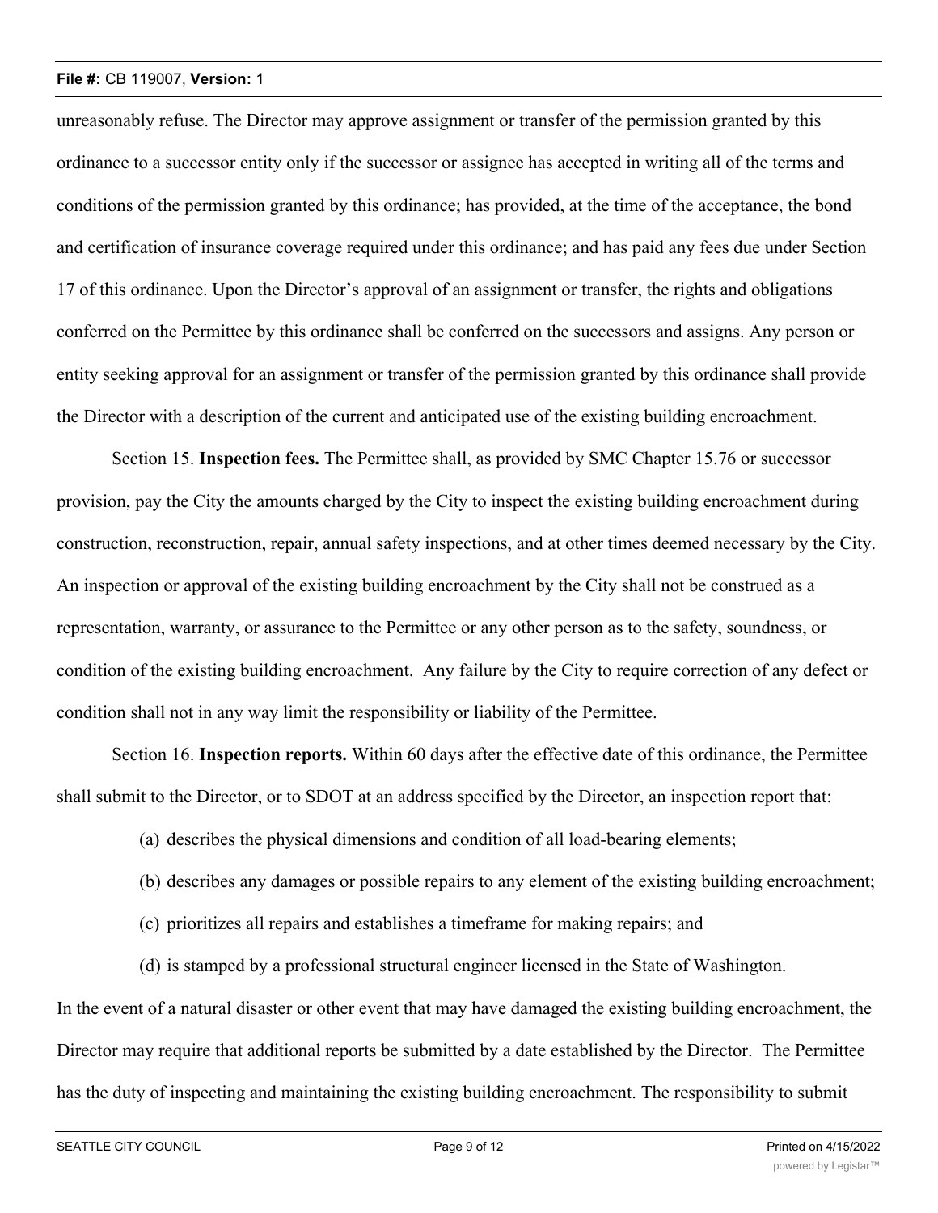unreasonably refuse. The Director may approve assignment or transfer of the permission granted by this ordinance to a successor entity only if the successor or assignee has accepted in writing all of the terms and conditions of the permission granted by this ordinance; has provided, at the time of the acceptance, the bond and certification of insurance coverage required under this ordinance; and has paid any fees due under Section 17 of this ordinance. Upon the Director's approval of an assignment or transfer, the rights and obligations conferred on the Permittee by this ordinance shall be conferred on the successors and assigns. Any person or entity seeking approval for an assignment or transfer of the permission granted by this ordinance shall provide the Director with a description of the current and anticipated use of the existing building encroachment.

Section 15. **Inspection fees.** The Permittee shall, as provided by SMC Chapter 15.76 or successor provision, pay the City the amounts charged by the City to inspect the existing building encroachment during construction, reconstruction, repair, annual safety inspections, and at other times deemed necessary by the City. An inspection or approval of the existing building encroachment by the City shall not be construed as a representation, warranty, or assurance to the Permittee or any other person as to the safety, soundness, or condition of the existing building encroachment. Any failure by the City to require correction of any defect or condition shall not in any way limit the responsibility or liability of the Permittee.

Section 16. **Inspection reports.** Within 60 days after the effective date of this ordinance, the Permittee shall submit to the Director, or to SDOT at an address specified by the Director, an inspection report that:

(a) describes the physical dimensions and condition of all load-bearing elements;

(b) describes any damages or possible repairs to any element of the existing building encroachment;

(c) prioritizes all repairs and establishes a timeframe for making repairs; and

(d) is stamped by a professional structural engineer licensed in the State of Washington.

In the event of a natural disaster or other event that may have damaged the existing building encroachment, the Director may require that additional reports be submitted by a date established by the Director. The Permittee has the duty of inspecting and maintaining the existing building encroachment. The responsibility to submit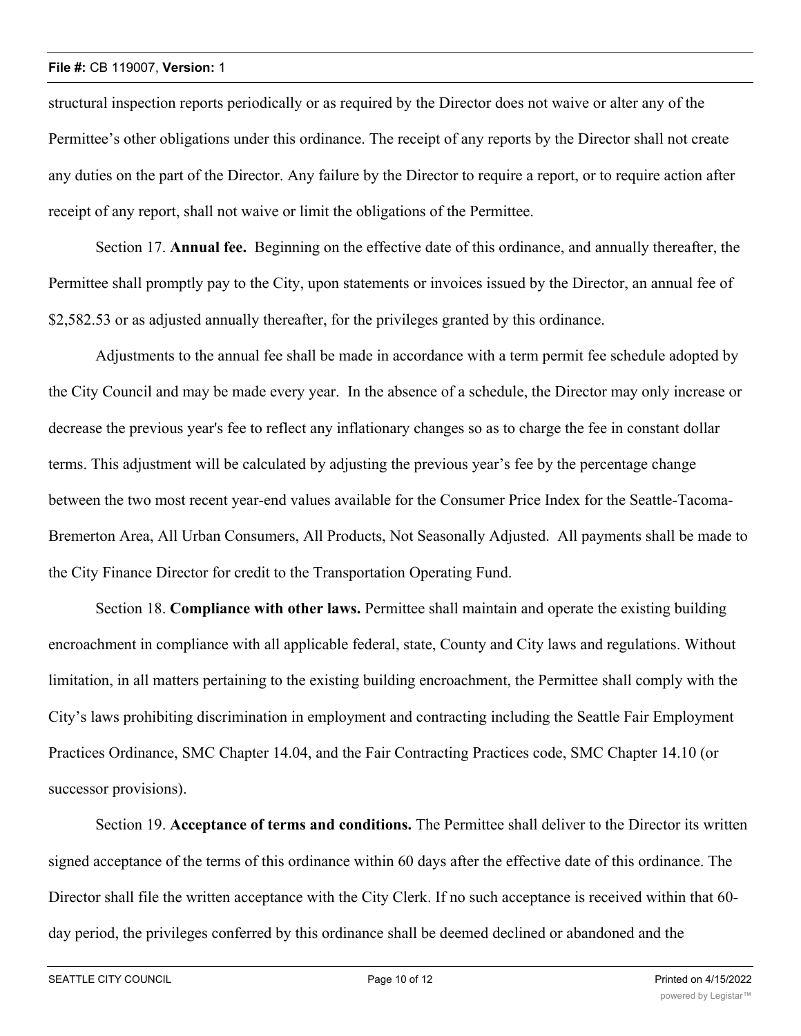structural inspection reports periodically or as required by the Director does not waive or alter any of the Permittee's other obligations under this ordinance. The receipt of any reports by the Director shall not create any duties on the part of the Director. Any failure by the Director to require a report, or to require action after receipt of any report, shall not waive or limit the obligations of the Permittee.

Section 17. **Annual fee.** Beginning on the effective date of this ordinance, and annually thereafter, the Permittee shall promptly pay to the City, upon statements or invoices issued by the Director, an annual fee of $2,582.53 or as adjusted annually thereafter, for the privileges granted by this ordinance.

Adjustments to the annual fee shall be made in accordance with a term permit fee schedule adopted by the City Council and may be made every year. In the absence of a schedule, the Director may only increase or decrease the previous year's fee to reflect any inflationary changes so as to charge the fee in constant dollar terms. This adjustment will be calculated by adjusting the previous year's fee by the percentage change between the two most recent year-end values available for the Consumer Price Index for the Seattle-Tacoma-Bremerton Area, All Urban Consumers, All Products, Not Seasonally Adjusted. All payments shall be made to the City Finance Director for credit to the Transportation Operating Fund.

Section 18. **Compliance with other laws.** Permittee shall maintain and operate the existing building encroachment in compliance with all applicable federal, state, County and City laws and regulations. Without limitation, in all matters pertaining to the existing building encroachment, the Permittee shall comply with the City's laws prohibiting discrimination in employment and contracting including the Seattle Fair Employment Practices Ordinance, SMC Chapter 14.04, and the Fair Contracting Practices code, SMC Chapter 14.10 (or successor provisions).

Section 19. **Acceptance of terms and conditions.** The Permittee shall deliver to the Director its written signed acceptance of the terms of this ordinance within 60 days after the effective date of this ordinance. The Director shall file the written acceptance with the City Clerk. If no such acceptance is received within that 60-day period, the privileges conferred by this ordinance shall be deemed declined or abandoned and the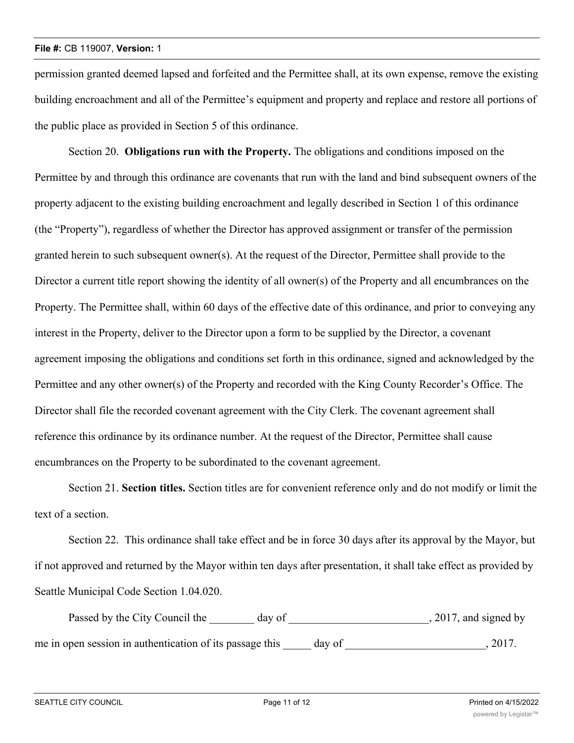permission granted deemed lapsed and forfeited and the Permittee shall, at its own expense, remove the existing building encroachment and all of the Permittee's equipment and property and replace and restore all portions of the public place as provided in Section 5 of this ordinance.

Section 20. **Obligations run with the Property.** The obligations and conditions imposed on the Permittee by and through this ordinance are covenants that run with the land and bind subsequent owners of the property adjacent to the existing building encroachment and legally described in Section 1 of this ordinance (the "Property"), regardless of whether the Director has approved assignment or transfer of the permission granted herein to such subsequent owner(s). At the request of the Director, Permittee shall provide to the Director a current title report showing the identity of all owner(s) of the Property and all encumbrances on the Property. The Permittee shall, within 60 days of the effective date of this ordinance, and prior to conveying any interest in the Property, deliver to the Director upon a form to be supplied by the Director, a covenant agreement imposing the obligations and conditions set forth in this ordinance, signed and acknowledged by the Permittee and any other owner(s) of the Property and recorded with the King County Recorder's Office. The Director shall file the recorded covenant agreement with the City Clerk. The covenant agreement shall reference this ordinance by its ordinance number. At the request of the Director, Permittee shall cause encumbrances on the Property to be subordinated to the covenant agreement.

Section 21. **Section titles.** Section titles are for convenient reference only and do not modify or limit the text of a section.

Section 22. This ordinance shall take effect and be in force 30 days after its approval by the Mayor, but if not approved and returned by the Mayor within ten days after presentation, it shall take effect as provided by Seattle Municipal Code Section 1.04.020.

Passed by the City Council the ________ day of _________________________, 2017, and signed by me in open session in authentication of its passage this _____ day of _________________________, 2017.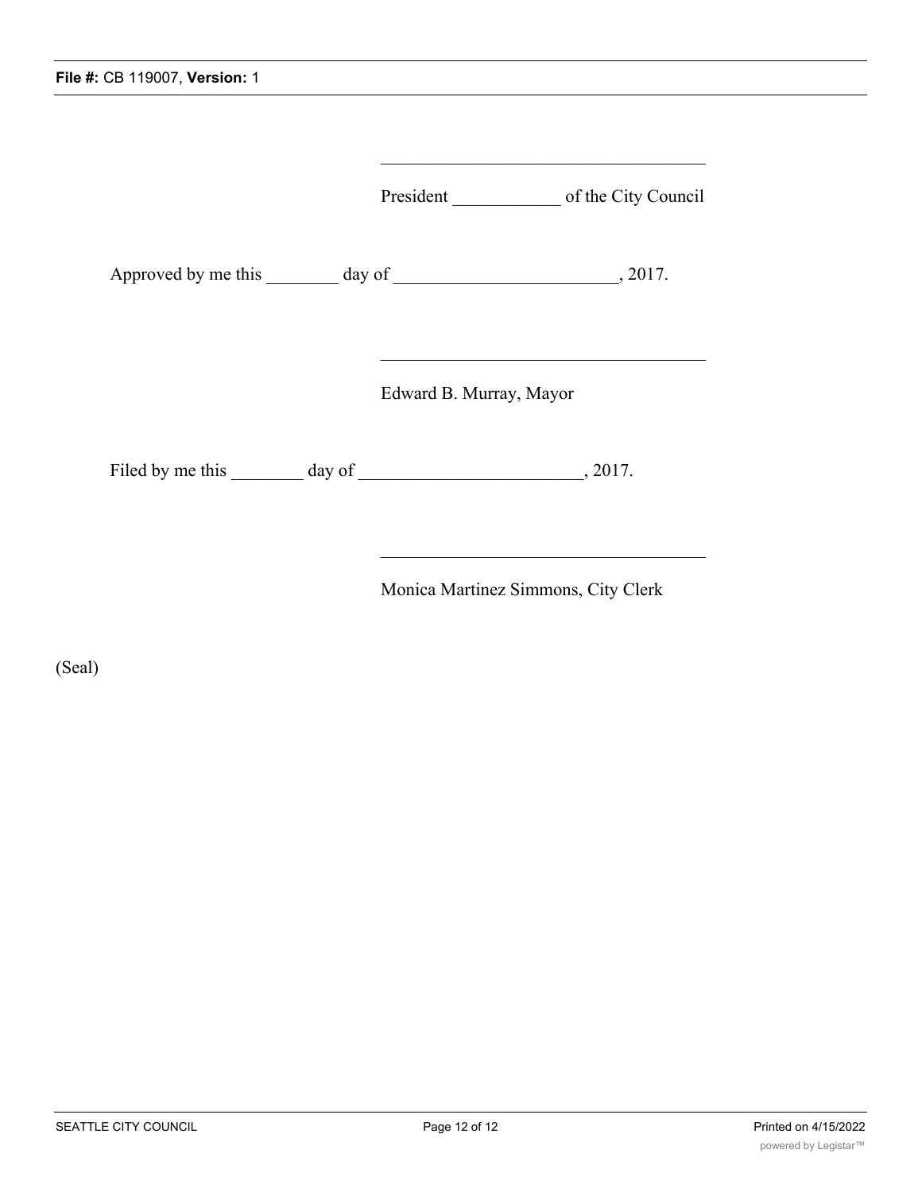\_\_\_\_\_\_\_\_\_\_\_\_\_\_\_\_\_\_\_\_\_\_\_\_\_\_\_\_\_\_\_\_\_\_\_\_

President \_\_\_\_\_\_\_\_\_\_\_\_ of the City Council

Approved by me this \_\_\_\_\_\_\_\_ day of \_\_\_\_\_\_\_\_\_\_\_\_\_\_\_\_\_\_\_\_\_\_\_\_\_, 2017.

\_\_\_\_\_\_\_\_\_\_\_\_\_\_\_\_\_\_\_\_\_\_\_\_\_\_\_\_\_\_\_\_\_\_\_\_

Edward B. Murray, Mayor

Filed by me this \_\_\_\_\_\_\_\_ day of \_\_\_\_\_\_\_\_\_\_\_\_\_\_\_\_\_\_\_\_\_\_\_\_\_, 2017.

\_\_\_\_\_\_\_\_\_\_\_\_\_\_\_\_\_\_\_\_\_\_\_\_\_\_\_\_\_\_\_\_\_\_\_\_

Monica Martinez Simmons, City Clerk

(Seal)